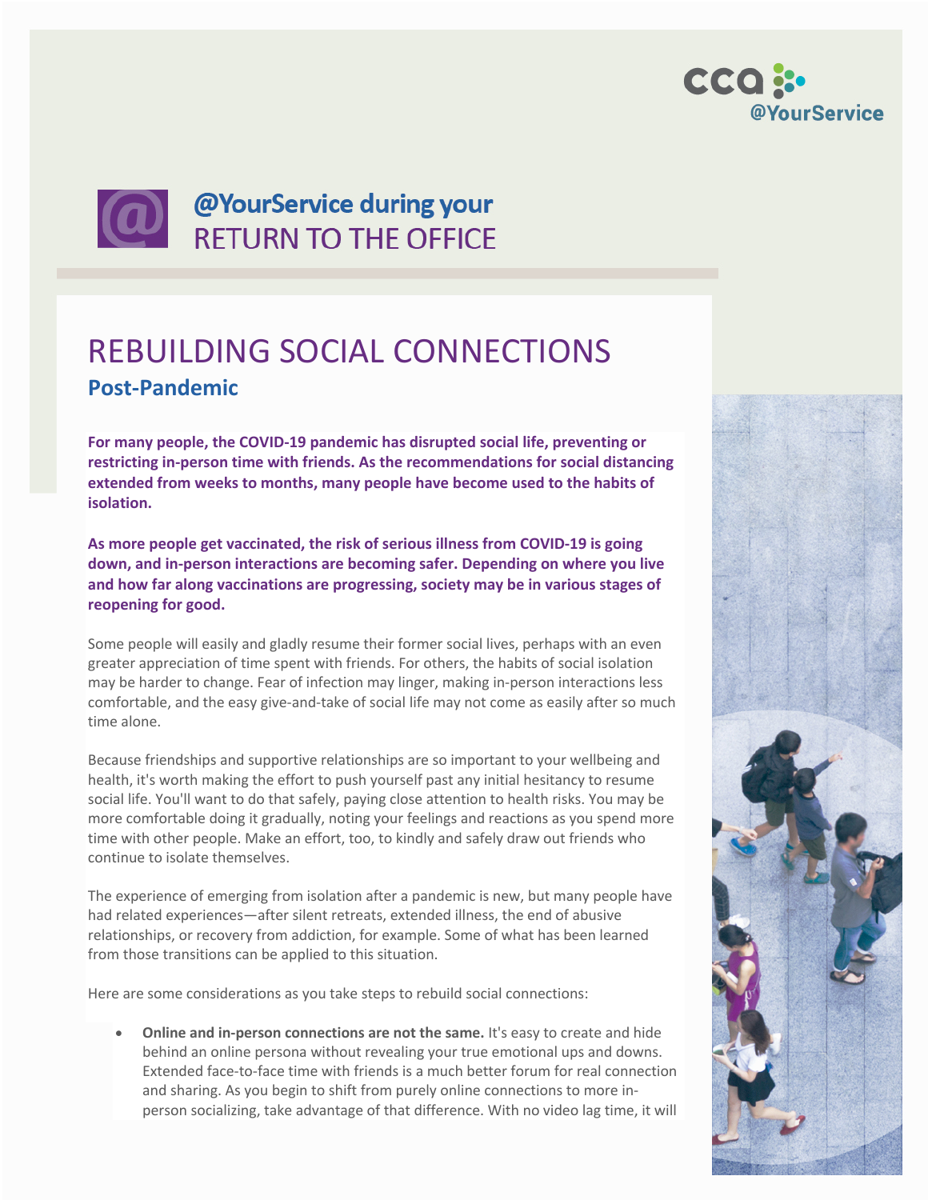cca @YourService

# @YourService during your RETURN TO THE OFFICE

## REBUILDING SOCIAL CONNECTIONS

### Post-Pandemic

**For many people, the COVID-19 pandemic has disrupted social life, preventing or restricting in-person time with friends. As the recommendations for social distancing extended from weeks to months, many people have become used to the habits of isolation.**

**As more people get vaccinated, the risk of serious illness from COVID-19 is going down, and in-person interactions are becoming safer. Depending on where you live and how far along vaccinations are progressing, society may be in various stages of reopening for good.**

Some people will easily and gladly resume their former social lives, perhaps with an even greater appreciation of time spent with friends. For others, the habits of social isolation may be harder to change. Fear of infection may linger, making in-person interactions less comfortable, and the easy give-and-take of social life may not come as easily after so much time alone.

Because friendships and supportive relationships are so important to your wellbeing and health, it's worth making the effort to push yourself past any initial hesitancy to resume social life. You'll want to do that safely, paying close attention to health risks. You may be more comfortable doing it gradually, noting your feelings and reactions as you spend more time with other people. Make an effort, too, to kindly and safely draw out friends who continue to isolate themselves.

The experience of emerging from isolation after a pandemic is new, but many people have had related experiences—after silent retreats, extended illness, the end of abusive relationships, or recovery from addiction, for example. Some of what has been learned from those transitions can be applied to this situation.

Here are some considerations as you take steps to rebuild social connections:

- **Online and in-person connections are not the same.** It's easy to create and hide behind an online persona without revealing your true emotional ups and downs. Extended face-to-face time with friends is a much better forum for real connection and sharing. As you begin to shift from purely online connections to more in-person socializing, take advantage of that difference. With no video lag time, it will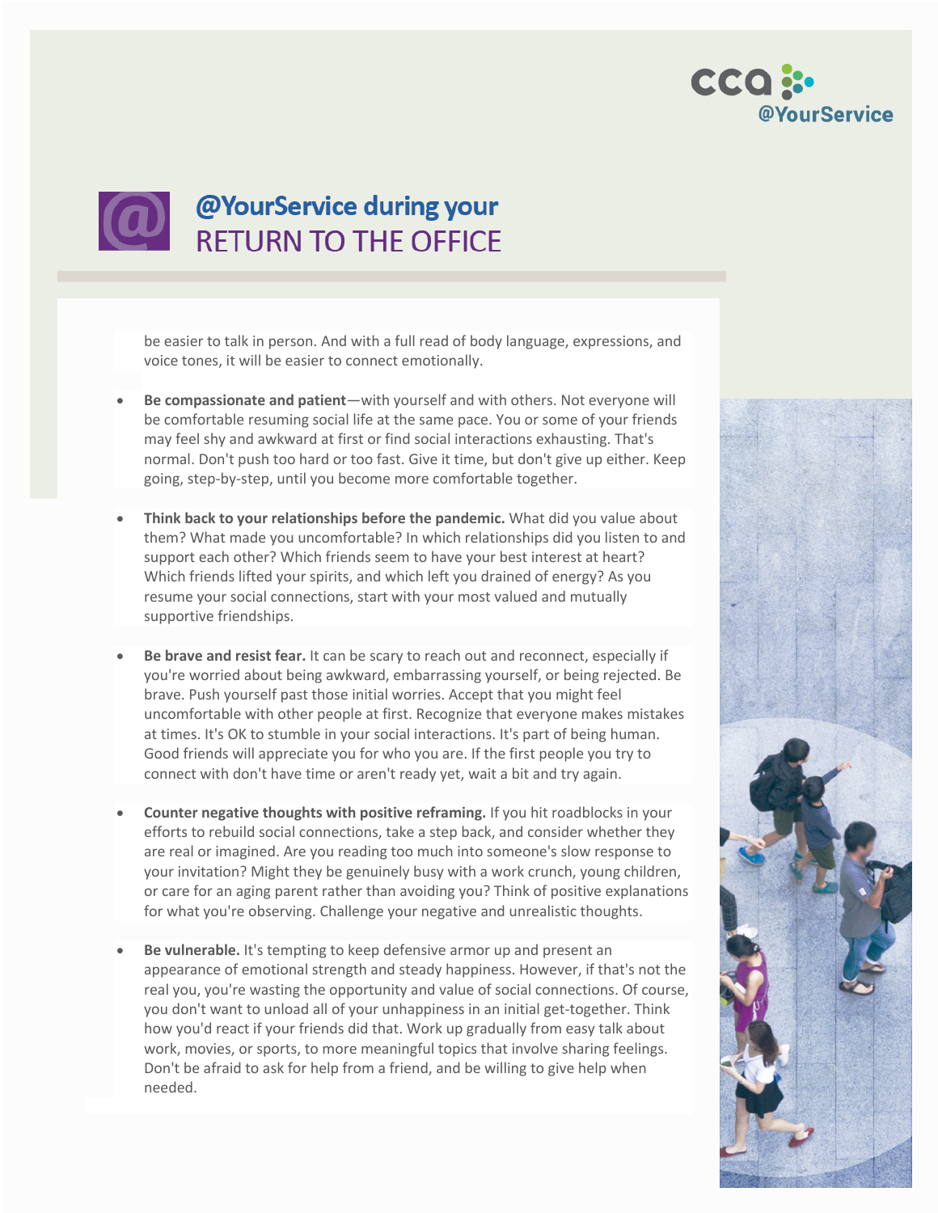be easier to talk in person. And with a full read of body language, expressions, and voice tones, it will be easier to connect emotionally.

- **Be compassionate and patient**—with yourself and with others. Not everyone will be comfortable resuming social life at the same pace. You or some of your friends may feel shy and awkward at first or find social interactions exhausting. That's normal. Don't push too hard or too fast. Give it time, but don't give up either. Keep going, step-by-step, until you become more comfortable together.

- **Think back to your relationships before the pandemic.** What did you value about them? What made you uncomfortable? In which relationships did you listen to and support each other? Which friends seem to have your best interest at heart? Which friends lifted your spirits, and which left you drained of energy? As you resume your social connections, start with your most valued and mutually supportive friendships.

- **Be brave and resist fear.** It can be scary to reach out and reconnect, especially if you're worried about being awkward, embarrassing yourself, or being rejected. Be brave. Push yourself past those initial worries. Accept that you might feel uncomfortable with other people at first. Recognize that everyone makes mistakes at times. It's OK to stumble in your social interactions. It's part of being human. Good friends will appreciate you for who you are. If the first people you try to connect with don't have time or aren't ready yet, wait a bit and try again.

- **Counter negative thoughts with positive reframing.** If you hit roadblocks in your efforts to rebuild social connections, take a step back, and consider whether they are real or imagined. Are you reading too much into someone's slow response to your invitation? Might they be genuinely busy with a work crunch, young children, or care for an aging parent rather than avoiding you? Think of positive explanations for what you're observing. Challenge your negative and unrealistic thoughts.

- **Be vulnerable.** It's tempting to keep defensive armor up and present an appearance of emotional strength and steady happiness. However, if that's not the real you, you're wasting the opportunity and value of social connections. Of course, you don't want to unload all of your unhappiness in an initial get-together. Think how you'd react if your friends did that. Work up gradually from easy talk about work, movies, or sports, to more meaningful topics that involve sharing feelings. Don't be afraid to ask for help from a friend, and be willing to give help when needed.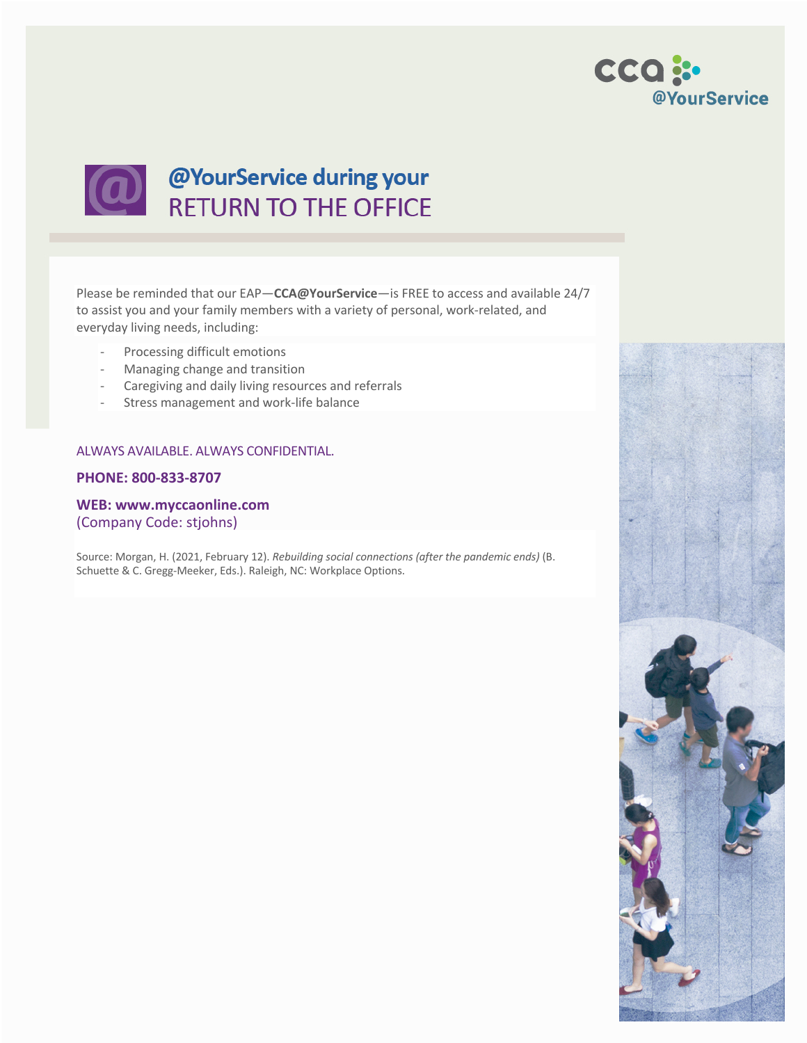# @YourService during your RETURN TO THE OFFICE

Please be reminded that our EAP—**CCA@YourService**—is FREE to access and available 24/7 to assist you and your family members with a variety of personal, work-related, and everyday living needs, including:

- Processing difficult emotions
- Managing change and transition
- Caregiving and daily living resources and referrals
- Stress management and work-life balance

ALWAYS AVAILABLE. ALWAYS CONFIDENTIAL.

**PHONE: 800-833-8707**

**WEB: www.myccaonline.com**
(Company Code: stjohns)

Source: Morgan, H. (2021, February 12). *Rebuilding social connections (after the pandemic ends)* (B. Schuette & C. Gregg-Meeker, Eds.). Raleigh, NC: Workplace Options.